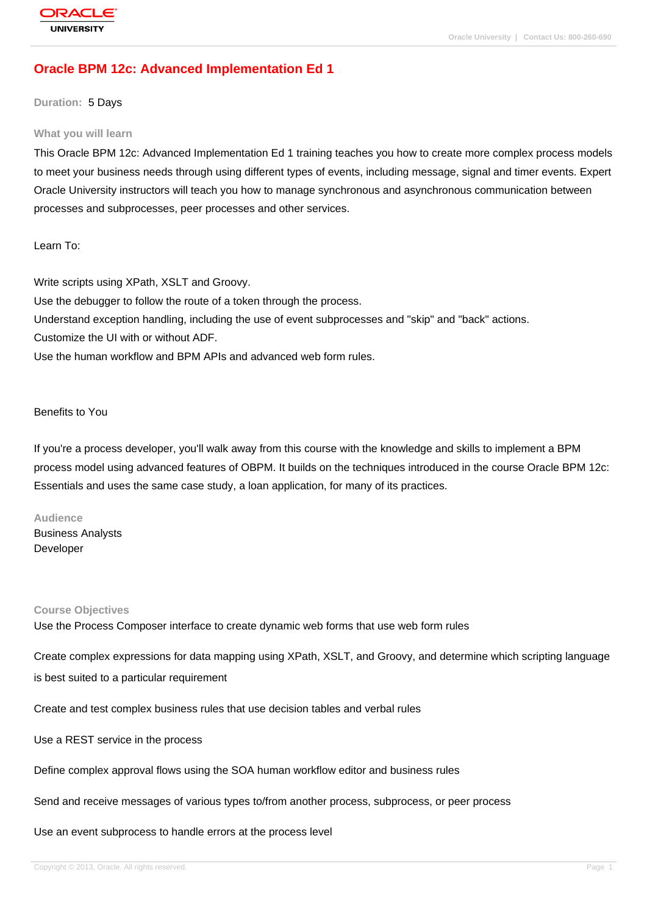# Oracle BPM 12c: Advanced Implementation Ed 1

**Duration:** 5 Days

## What you will learn

This Oracle BPM 12c: Advanced Implementation Ed 1 training teaches you how to create more complex process models to meet your business needs through using different types of events, including message, signal and timer events. Expert Oracle University instructors will teach you how to manage synchronous and asynchronous communication between processes and subprocesses, peer processes and other services.

Learn To:

Write scripts using XPath, XSLT and Groovy.
Use the debugger to follow the route of a token through the process.
Understand exception handling, including the use of event subprocesses and "skip" and "back" actions.
Customize the UI with or without ADF.
Use the human workflow and BPM APIs and advanced web form rules.

Benefits to You

If you're a process developer, you'll walk away from this course with the knowledge and skills to implement a BPM process model using advanced features of OBPM. It builds on the techniques introduced in the course Oracle BPM 12c: Essentials and uses the same case study, a loan application, for many of its practices.

## Audience

Business Analysts
Developer

## Course Objectives

Use the Process Composer interface to create dynamic web forms that use web form rules

Create complex expressions for data mapping using XPath, XSLT, and Groovy, and determine which scripting language is best suited to a particular requirement

Create and test complex business rules that use decision tables and verbal rules

Use a REST service in the process

Define complex approval flows using the SOA human workflow editor and business rules

Send and receive messages of various types to/from another process, subprocess, or peer process

Use an event subprocess to handle errors at the process level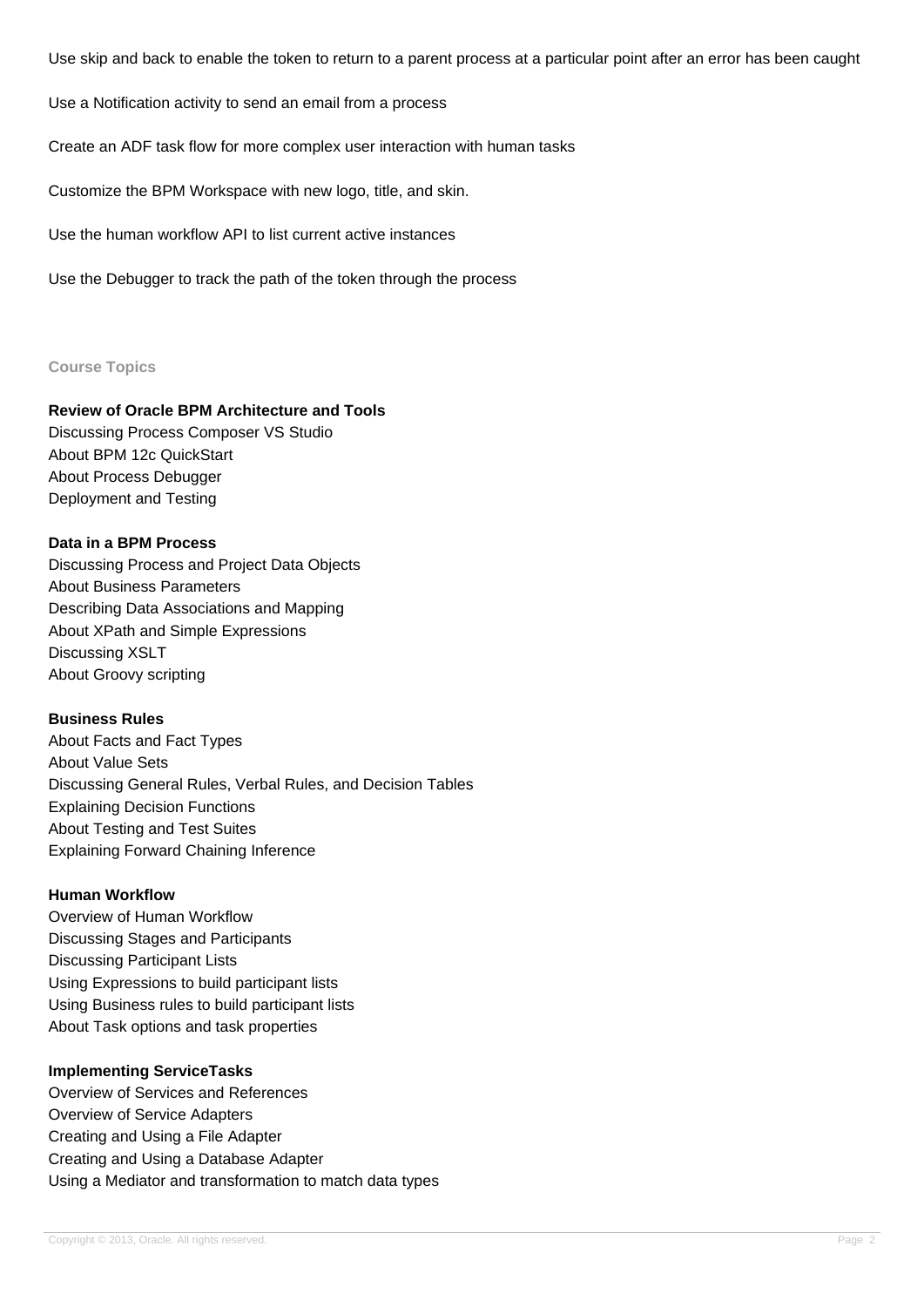Use skip and back to enable the token to return to a parent process at a particular point after an error has been caught

Use a Notification activity to send an email from a process

Create an ADF task flow for more complex user interaction with human tasks

Customize the BPM Workspace with new logo, title, and skin.

Use the human workflow API to list current active instances

Use the Debugger to track the path of the token through the process

## Course Topics

### Review of Oracle BPM Architecture and Tools

Discussing Process Composer VS Studio
About BPM 12c QuickStart
About Process Debugger
Deployment and Testing

### Data in a BPM Process

Discussing Process and Project Data Objects
About Business Parameters
Describing Data Associations and Mapping
About XPath and Simple Expressions
Discussing XSLT
About Groovy scripting

### Business Rules

About Facts and Fact Types
About Value Sets
Discussing General Rules, Verbal Rules, and Decision Tables
Explaining Decision Functions
About Testing and Test Suites
Explaining Forward Chaining Inference

### Human Workflow

Overview of Human Workflow
Discussing Stages and Participants
Discussing Participant Lists
Using Expressions to build participant lists
Using Business rules to build participant lists
About Task options and task properties

### Implementing ServiceTasks

Overview of Services and References
Overview of Service Adapters
Creating and Using a File Adapter
Creating and Using a Database Adapter
Using a Mediator and transformation to match data types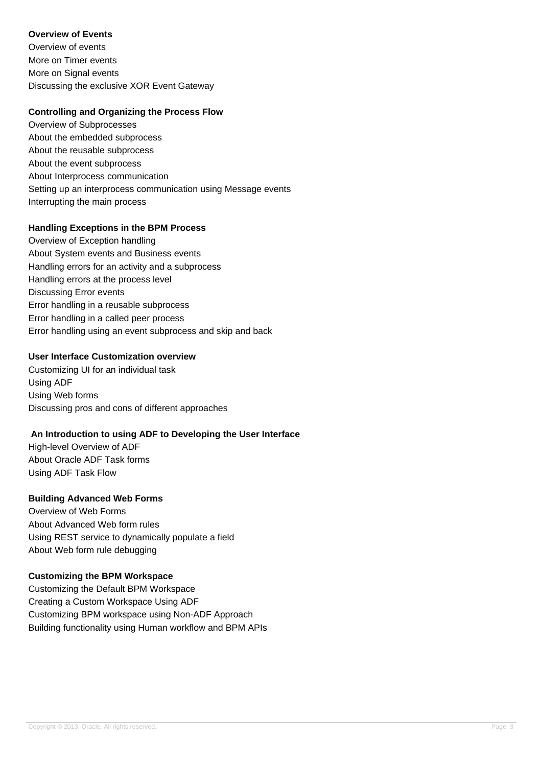**Overview of Events**

Overview of events
More on Timer events
More on Signal events
Discussing the exclusive XOR Event Gateway

**Controlling and Organizing the Process Flow**

Overview of Subprocesses
About the embedded subprocess
About the reusable subprocess
About the event subprocess
About Interprocess communication
Setting up an interprocess communication using Message events
Interrupting the main process

**Handling Exceptions in the BPM Process**

Overview of Exception handling
About System events and Business events
Handling errors for an activity and a subprocess
Handling errors at the process level
Discussing Error events
Error handling in a reusable subprocess
Error handling in a called peer process
Error handling using an event subprocess and skip and back

**User Interface Customization overview**

Customizing UI for an individual task
Using ADF
Using Web forms
Discussing pros and cons of different approaches

**An Introduction to using ADF to Developing the User Interface**

High-level Overview of ADF
About Oracle ADF Task forms
Using ADF Task Flow

**Building Advanced Web Forms**

Overview of Web Forms
About Advanced Web form rules
Using REST service to dynamically populate a field
About Web form rule debugging

**Customizing the BPM Workspace**

Customizing the Default BPM Workspace
Creating a Custom Workspace Using ADF
Customizing BPM workspace using Non-ADF Approach
Building functionality using Human workflow and BPM APIs

Copyright © 2013, Oracle. All rights reserved.